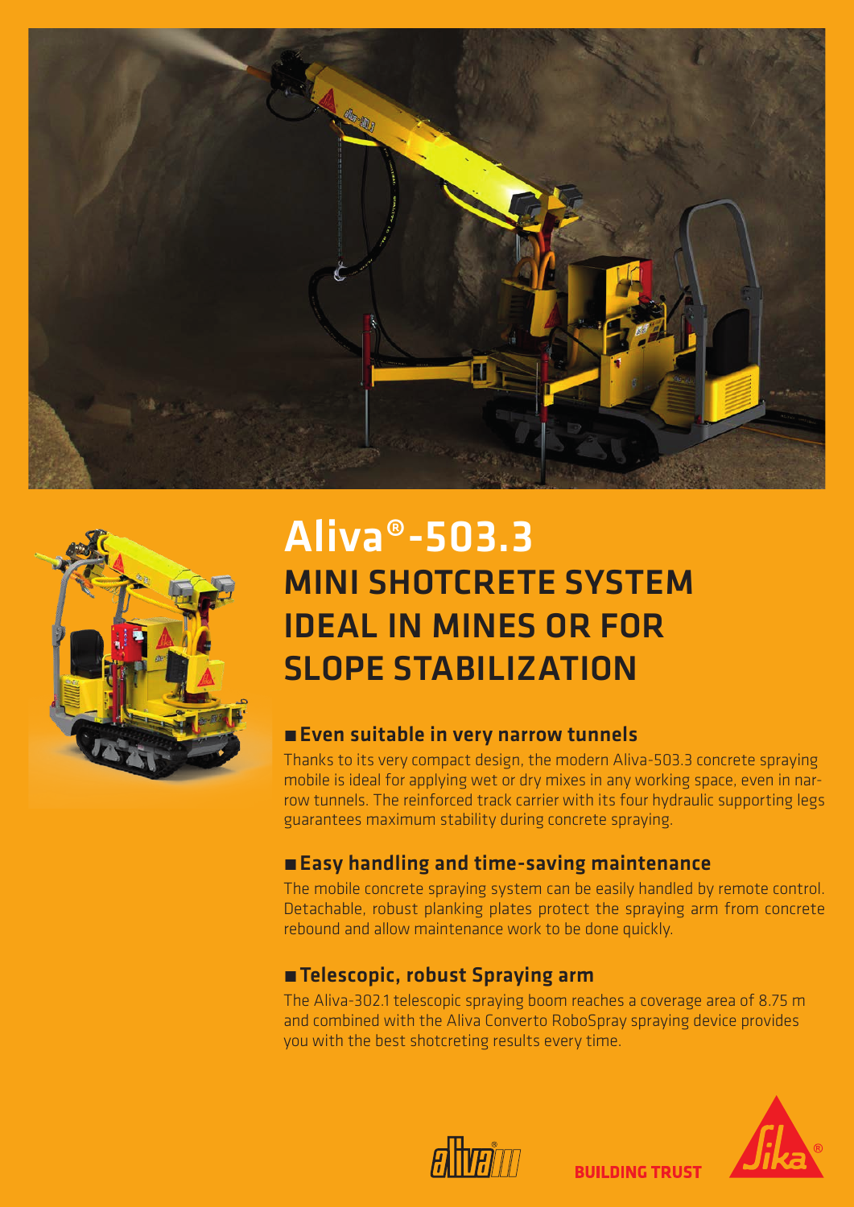# Aliva®-503.3

## MINI SHOTCRETE SYSTEM IDEAL IN MINES OR FOR SLOPE STABILIZATION

### ■ Even suitable in very narrow tunnels

Thanks to its very compact design, the modern Aliva-503.3 concrete spraying mobile is ideal for applying wet or dry mixes in any working space, even in narrow tunnels. The reinforced track carrier with its four hydraulic supporting legs guarantees maximum stability during concrete spraying.

### ■ Easy handling and time-saving maintenance

The mobile concrete spraying system can be easily handled by remote control. Detachable, robust planking plates protect the spraying arm from concrete rebound and allow maintenance work to be done quickly.

### ■ Telescopic, robust Spraying arm

The Aliva-302.1 telescopic spraying boom reaches a coverage area of 8.75 m and combined with the Aliva Converto RoboSpray spraying device provides you with the best shotcreting results every time.

BUILDING TRUST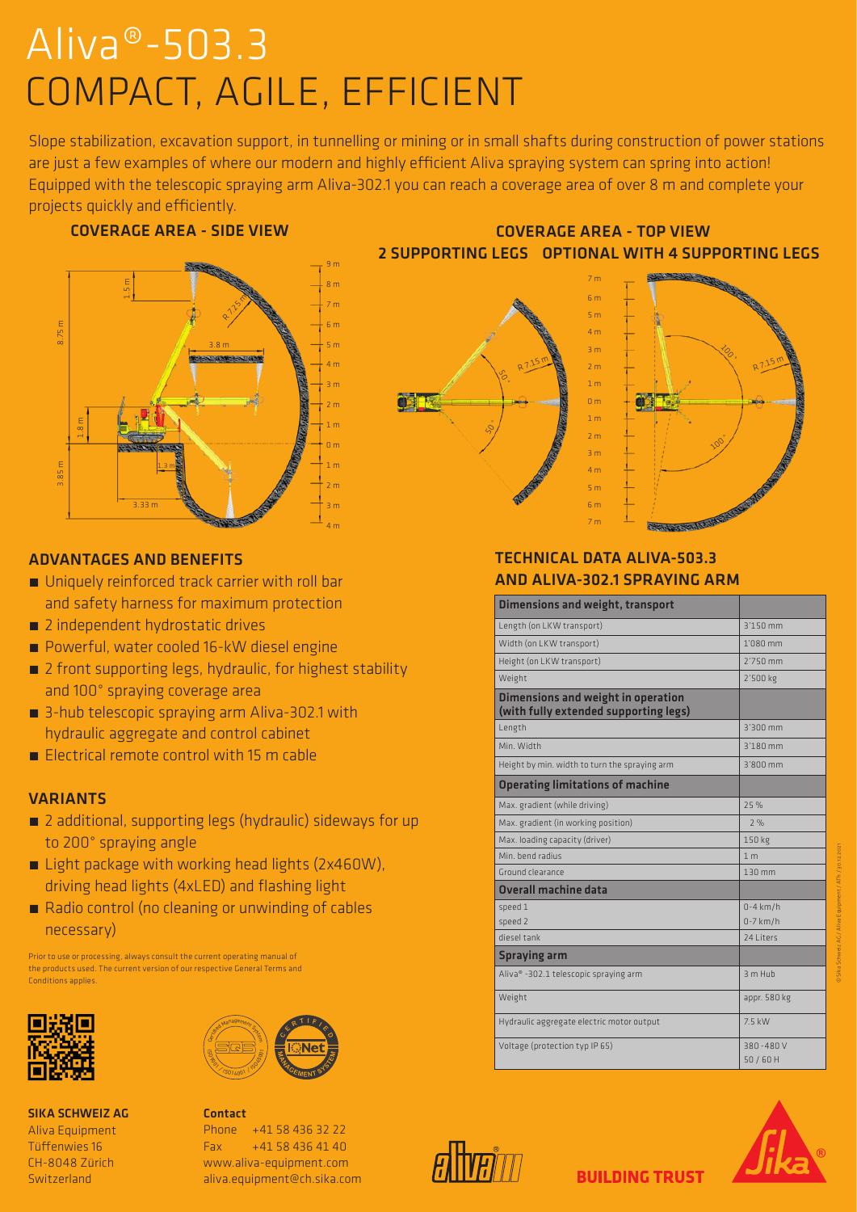# Aliva®-503.3
# COMPACT, AGILE, EFFICIENT

Slope stabilization, excavation support, in tunnelling or mining or in small shafts during construction of power stations are just a few examples of where our modern and highly efficient Aliva spraying system can spring into action! Equipped with the telescopic spraying arm Aliva-302.1 you can reach a coverage area of over 8 m and complete your projects quickly and efficiently.

## COVERAGE AREA - SIDE VIEW

8.75 m
1.5 m
R 7.15 m
3.8 m
1.8 m
1.3 m
3.85 m
3.33 m
9 m
8 m
7 m
6 m
5 m
4 m
3 m
2 m
1 m
0 m
1 m
2 m
3 m
4 m

## COVERAGE AREA - TOP VIEW
## 2 SUPPORTING LEGS OPTIONAL WITH 4 SUPPORTING LEGS

R 7.15 m
50°
50°
7 m
6 m
5 m
4 m
3 m
2 m
1 m
0 m
1 m
2 m
3 m
4 m
5 m
6 m
7 m
100°
100°
R 7.15 m

## ADVANTAGES AND BENEFITS

- Uniquely reinforced track carrier with roll bar and safety harness for maximum protection
- 2 independent hydrostatic drives
- Powerful, water cooled 16-kW diesel engine
- 2 front supporting legs, hydraulic, for highest stability and 100° spraying coverage area
- 3-hub telescopic spraying arm Aliva-302.1 with hydraulic aggregate and control cabinet
- Electrical remote control with 15 m cable

## VARIANTS

- 2 additional, supporting legs (hydraulic) sideways for up to 200° spraying angle
- Light package with working head lights (2x460W), driving head lights (4xLED) and flashing light
- Radio control (no cleaning or unwinding of cables necessary)

Prior to use or processing, always consult the current operating manual of the products used. The current version of our respective General Terms and Conditions applies.

## TECHNICAL DATA ALIVA-503.3 AND ALIVA-302.1 SPRAYING ARM

| | |
|---|---|
| **Dimensions and weight, transport** | |
| Length (on LKW transport) | 3'150 mm |
| Width (on LKW transport) | 1'080 mm |
| Height (on LKW transport) | 2'750 mm |
| Weight | 2'500 kg |
| **Dimensions and weight in operation (with fully extended supporting legs)** | |
| Length | 3'300 mm |
| Min. Width | 3'180 mm |
| Height by min. width to turn the spraying arm | 3'800 mm |
| **Operating limitations of machine** | |
| Max. gradient (while driving) | 25 % |
| Max. gradient (in working position) | 2 % |
| Max. loading capacity (driver) | 150 kg |
| Min. bend radius | 1 m |
| Ground clearance | 130 mm |
| **Overall machine data** | |
| speed 1<br>speed 2 | 0-4 km/h<br>0-7 km/h |
| diesel tank | 24 Liters |
| **Spraying arm** | |
| Aliva® -302.1 telescopic spraying arm | 3 m Hub |
| Weight | appr. 580 kg |
| Hydraulic aggregate electric motor output | 7.5 kW |
| Voltage (protection typ IP 65) | 380 - 480 V<br>50 / 60 H |

**SIKA SCHWEIZ AG**
Aliva Equipment
Tüffenwies 16
CH-8048 Zürich
Switzerland

**Contact**
Phone +41 58 436 32 22
Fax +41 58 436 41 40
www.aliva-equipment.com
aliva.equipment@ch.sika.com

BUILDING TRUST